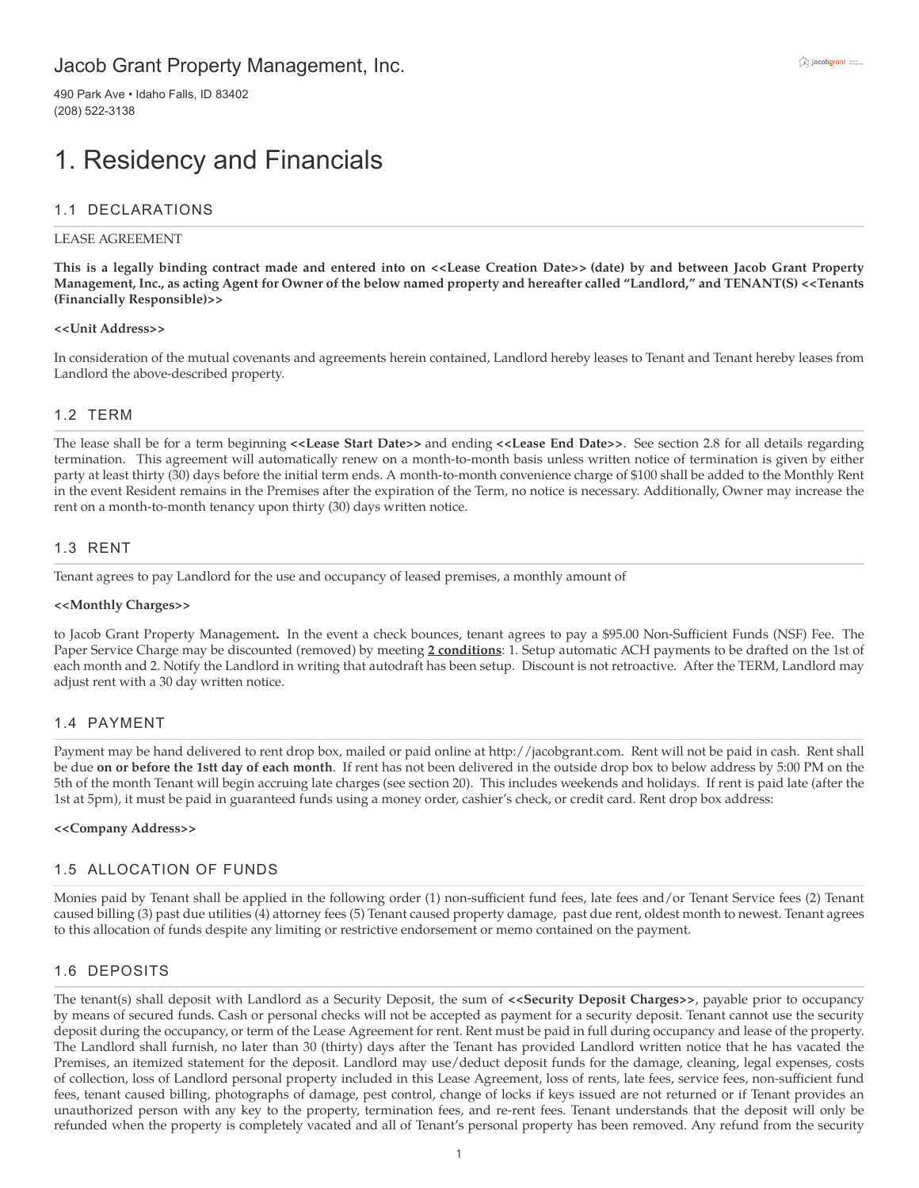# Jacob Grant Property Management, Inc.

490 Park Ave • Idaho Falls, ID 83402
(208) 522-3138

# 1. Residency and Financials

## 1.1 DECLARATIONS

LEASE AGREEMENT

**This is a legally binding contract made and entered into on <<Lease Creation Date>> (date) by and between Jacob Grant Property Management, Inc., as acting Agent for Owner of the below named property and hereafter called "Landlord," and TENANT(S) <<Tenants (Financially Responsible)>>**

**<<Unit Address>>**

In consideration of the mutual covenants and agreements herein contained, Landlord hereby leases to Tenant and Tenant hereby leases from Landlord the above-described property.

## 1.2 TERM

The lease shall be for a term beginning **<<Lease Start Date>>** and ending **<<Lease End Date>>**. See section 2.8 for all details regarding termination. This agreement will automatically renew on a month-to-month basis unless written notice of termination is given by either party at least thirty (30) days before the initial term ends. A month-to-month convenience charge of $100 shall be added to the Monthly Rent in the event Resident remains in the Premises after the expiration of the Term, no notice is necessary. Additionally, Owner may increase the rent on a month-to-month tenancy upon thirty (30) days written notice.

## 1.3 RENT

Tenant agrees to pay Landlord for the use and occupancy of leased premises, a monthly amount of

**<<Monthly Charges>>**

to Jacob Grant Property Management**.** In the event a check bounces, tenant agrees to pay a $95.00 Non-Sufficient Funds (NSF) Fee. The Paper Service Charge may be discounted (removed) by meeting **2 conditions**: 1. Setup automatic ACH payments to be drafted on the 1st of each month and 2. Notify the Landlord in writing that autodraft has been setup. Discount is not retroactive. After the TERM, Landlord may adjust rent with a 30 day written notice.

## 1.4 PAYMENT

Payment may be hand delivered to rent drop box, mailed or paid online at http://jacobgrant.com. Rent will not be paid in cash. Rent shall be due **on or before the 1stt day of each month**. If rent has not been delivered in the outside drop box to below address by 5:00 PM on the 5th of the month Tenant will begin accruing late charges (see section 20). This includes weekends and holidays. If rent is paid late (after the 1st at 5pm), it must be paid in guaranteed funds using a money order, cashier's check, or credit card. Rent drop box address:

**<<Company Address>>**

## 1.5 ALLOCATION OF FUNDS

Monies paid by Tenant shall be applied in the following order (1) non-sufficient fund fees, late fees and/or Tenant Service fees (2) Tenant caused billing (3) past due utilities (4) attorney fees (5) Tenant caused property damage, past due rent, oldest month to newest. Tenant agrees to this allocation of funds despite any limiting or restrictive endorsement or memo contained on the payment.

## 1.6 DEPOSITS

The tenant(s) shall deposit with Landlord as a Security Deposit, the sum of **<<Security Deposit Charges>>**, payable prior to occupancy by means of secured funds. Cash or personal checks will not be accepted as payment for a security deposit. Tenant cannot use the security deposit during the occupancy, or term of the Lease Agreement for rent. Rent must be paid in full during occupancy and lease of the property. The Landlord shall furnish, no later than 30 (thirty) days after the Tenant has provided Landlord written notice that he has vacated the Premises, an itemized statement for the deposit. Landlord may use/deduct deposit funds for the damage, cleaning, legal expenses, costs of collection, loss of Landlord personal property included in this Lease Agreement, loss of rents, late fees, service fees, non-sufficient fund fees, tenant caused billing, photographs of damage, pest control, change of locks if keys issued are not returned or if Tenant provides an unauthorized person with any key to the property, termination fees, and re-rent fees. Tenant understands that the deposit will only be refunded when the property is completely vacated and all of Tenant's personal property has been removed. Any refund from the security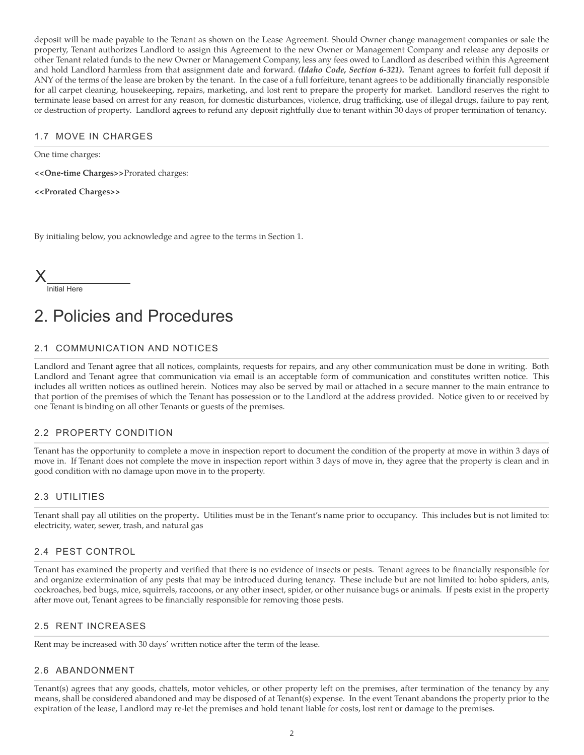deposit will be made payable to the Tenant as shown on the Lease Agreement. Should Owner change management companies or sale the property, Tenant authorizes Landlord to assign this Agreement to the new Owner or Management Company and release any deposits or other Tenant related funds to the new Owner or Management Company, less any fees owed to Landlord as described within this Agreement and hold Landlord harmless from that assignment date and forward. ***(Idaho Code, Section 6-321).*** Tenant agrees to forfeit full deposit if ANY of the terms of the lease are broken by the tenant. In the case of a full forfeiture, tenant agrees to be additionally financially responsible for all carpet cleaning, housekeeping, repairs, marketing, and lost rent to prepare the property for market. Landlord reserves the right to terminate lease based on arrest for any reason, for domestic disturbances, violence, drug trafficking, use of illegal drugs, failure to pay rent, or destruction of property. Landlord agrees to refund any deposit rightfully due to tenant within 30 days of proper termination of tenancy.

### 1.7 MOVE IN CHARGES

One time charges:

**<<One-time Charges>>**Prorated charges:

**<<Prorated Charges>>**

By initialing below, you acknowledge and agree to the terms in Section 1.

X__________
Initial Here

# 2. Policies and Procedures

### 2.1 COMMUNICATION AND NOTICES

Landlord and Tenant agree that all notices, complaints, requests for repairs, and any other communication must be done in writing. Both Landlord and Tenant agree that communication via email is an acceptable form of communication and constitutes written notice. This includes all written notices as outlined herein. Notices may also be served by mail or attached in a secure manner to the main entrance to that portion of the premises of which the Tenant has possession or to the Landlord at the address provided. Notice given to or received by one Tenant is binding on all other Tenants or guests of the premises.

### 2.2 PROPERTY CONDITION

Tenant has the opportunity to complete a move in inspection report to document the condition of the property at move in within 3 days of move in. If Tenant does not complete the move in inspection report within 3 days of move in, they agree that the property is clean and in good condition with no damage upon move in to the property.

### 2.3 UTILITIES

Tenant shall pay all utilities on the property**.** Utilities must be in the Tenant's name prior to occupancy. This includes but is not limited to: electricity, water, sewer, trash, and natural gas

### 2.4 PEST CONTROL

Tenant has examined the property and verified that there is no evidence of insects or pests. Tenant agrees to be financially responsible for and organize extermination of any pests that may be introduced during tenancy. These include but are not limited to: hobo spiders, ants, cockroaches, bed bugs, mice, squirrels, raccoons, or any other insect, spider, or other nuisance bugs or animals. If pests exist in the property after move out, Tenant agrees to be financially responsible for removing those pests.

### 2.5 RENT INCREASES

Rent may be increased with 30 days' written notice after the term of the lease.

### 2.6 ABANDONMENT

Tenant(s) agrees that any goods, chattels, motor vehicles, or other property left on the premises, after termination of the tenancy by any means, shall be considered abandoned and may be disposed of at Tenant(s) expense. In the event Tenant abandons the property prior to the expiration of the lease, Landlord may re-let the premises and hold tenant liable for costs, lost rent or damage to the premises.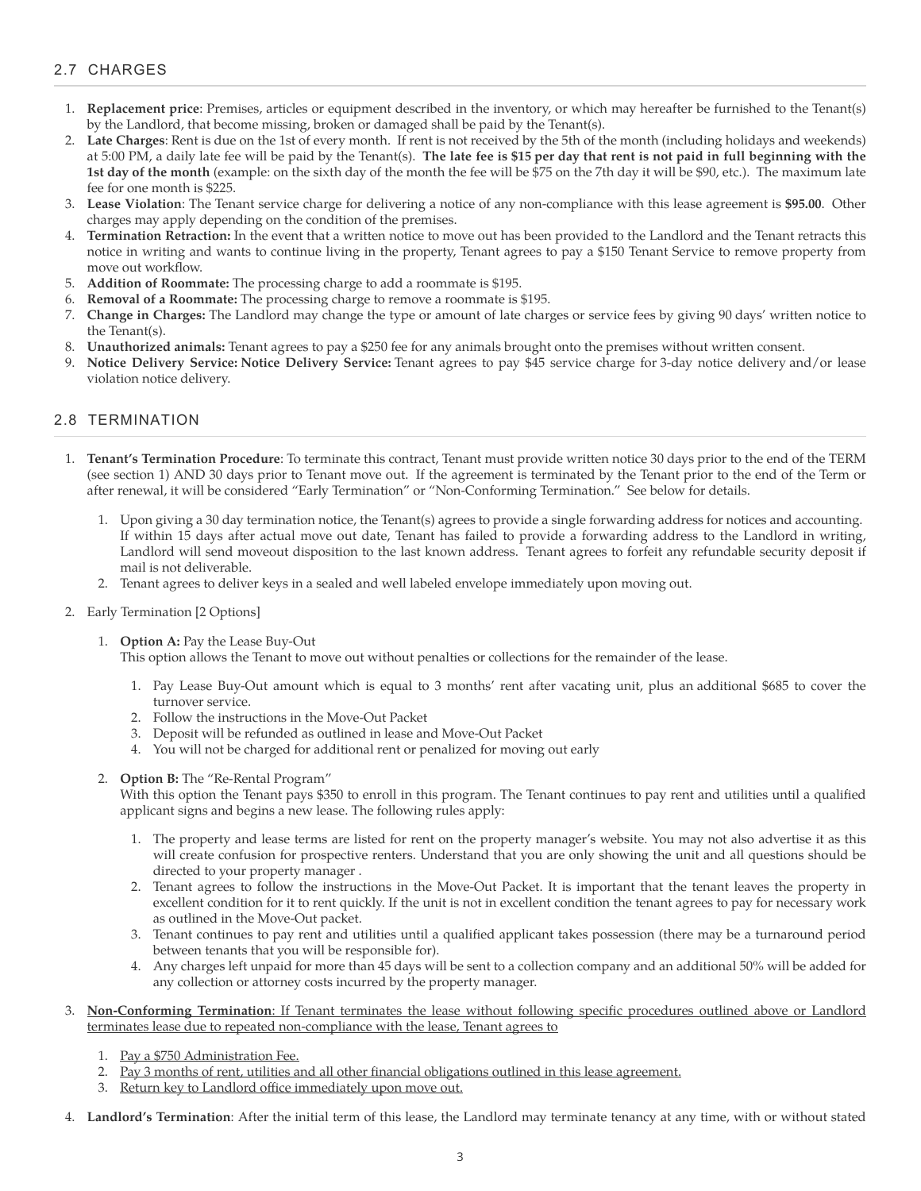## 2.7 CHARGES

1. **Replacement price**: Premises, articles or equipment described in the inventory, or which may hereafter be furnished to the Tenant(s) by the Landlord, that become missing, broken or damaged shall be paid by the Tenant(s).
2. **Late Charges**: Rent is due on the 1st of every month. If rent is not received by the 5th of the month (including holidays and weekends) at 5:00 PM, a daily late fee will be paid by the Tenant(s). **The late fee is $15 per day that rent is not paid in full beginning with the 1st day of the month** (example: on the sixth day of the month the fee will be $75 on the 7th day it will be $90, etc.). The maximum late fee for one month is $225.
3. **Lease Violation**: The Tenant service charge for delivering a notice of any non-compliance with this lease agreement is **$95.00**. Other charges may apply depending on the condition of the premises.
4. **Termination Retraction:** In the event that a written notice to move out has been provided to the Landlord and the Tenant retracts this notice in writing and wants to continue living in the property, Tenant agrees to pay a $150 Tenant Service to remove property from move out workflow.
5. **Addition of Roommate:** The processing charge to add a roommate is $195.
6. **Removal of a Roommate:** The processing charge to remove a roommate is $195.
7. **Change in Charges:** The Landlord may change the type or amount of late charges or service fees by giving 90 days' written notice to the Tenant(s).
8. **Unauthorized animals:** Tenant agrees to pay a $250 fee for any animals brought onto the premises without written consent.
9. **Notice Delivery Service: Notice Delivery Service:** Tenant agrees to pay $45 service charge for 3-day notice delivery and/or lease violation notice delivery.

## 2.8 TERMINATION

1. **Tenant's Termination Procedure**: To terminate this contract, Tenant must provide written notice 30 days prior to the end of the TERM (see section 1) AND 30 days prior to Tenant move out. If the agreement is terminated by the Tenant prior to the end of the Term or after renewal, it will be considered "Early Termination" or "Non-Conforming Termination." See below for details.
   1. Upon giving a 30 day termination notice, the Tenant(s) agrees to provide a single forwarding address for notices and accounting. If within 15 days after actual move out date, Tenant has failed to provide a forwarding address to the Landlord in writing, Landlord will send moveout disposition to the last known address. Tenant agrees to forfeit any refundable security deposit if mail is not deliverable.
   2. Tenant agrees to deliver keys in a sealed and well labeled envelope immediately upon moving out.
2. Early Termination [2 Options]
   1. **Option A:** Pay the Lease Buy-Out
      This option allows the Tenant to move out without penalties or collections for the remainder of the lease.
      1. Pay Lease Buy-Out amount which is equal to 3 months' rent after vacating unit, plus an additional $685 to cover the turnover service.
      2. Follow the instructions in the Move-Out Packet
      3. Deposit will be refunded as outlined in lease and Move-Out Packet
      4. You will not be charged for additional rent or penalized for moving out early
   2. **Option B:** The "Re-Rental Program"
      With this option the Tenant pays $350 to enroll in this program. The Tenant continues to pay rent and utilities until a qualified applicant signs and begins a new lease. The following rules apply:
      1. The property and lease terms are listed for rent on the property manager's website. You may not also advertise it as this will create confusion for prospective renters. Understand that you are only showing the unit and all questions should be directed to your property manager .
      2. Tenant agrees to follow the instructions in the Move-Out Packet. It is important that the tenant leaves the property in excellent condition for it to rent quickly. If the unit is not in excellent condition the tenant agrees to pay for necessary work as outlined in the Move-Out packet.
      3. Tenant continues to pay rent and utilities until a qualified applicant takes possession (there may be a turnaround period between tenants that you will be responsible for).
      4. Any charges left unpaid for more than 45 days will be sent to a collection company and an additional 50% will be added for any collection or attorney costs incurred by the property manager.
3. **Non-Conforming Termination**: If Tenant terminates the lease without following specific procedures outlined above or Landlord terminates lease due to repeated non-compliance with the lease, Tenant agrees to
   1. Pay a $750 Administration Fee.
   2. Pay 3 months of rent, utilities and all other financial obligations outlined in this lease agreement.
   3. Return key to Landlord office immediately upon move out.
4. **Landlord's Termination**: After the initial term of this lease, the Landlord may terminate tenancy at any time, with or without stated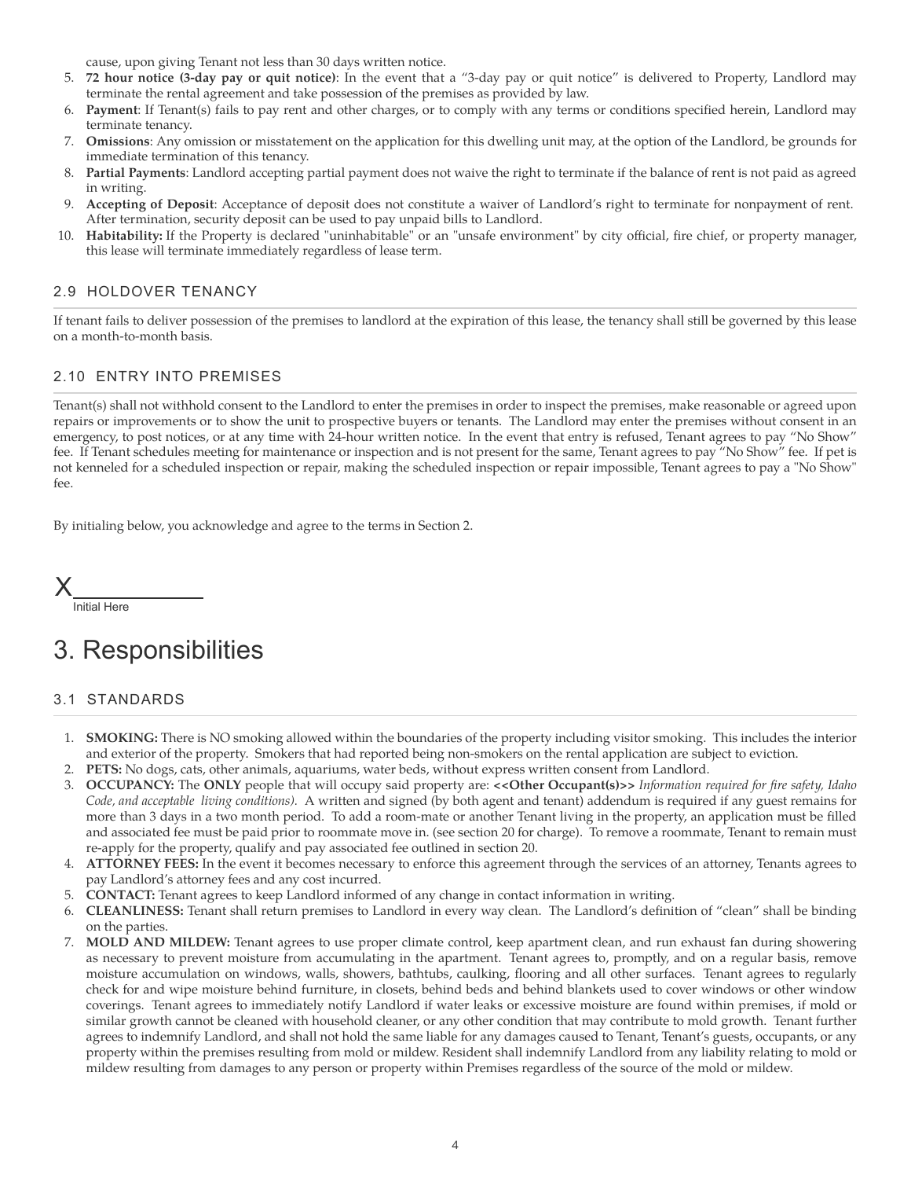cause, upon giving Tenant not less than 30 days written notice.

5. **72 hour notice (3-day pay or quit notice)**: In the event that a "3-day pay or quit notice" is delivered to Property, Landlord may terminate the rental agreement and take possession of the premises as provided by law.
6. **Payment**: If Tenant(s) fails to pay rent and other charges, or to comply with any terms or conditions specified herein, Landlord may terminate tenancy.
7. **Omissions**: Any omission or misstatement on the application for this dwelling unit may, at the option of the Landlord, be grounds for immediate termination of this tenancy.
8. **Partial Payments**: Landlord accepting partial payment does not waive the right to terminate if the balance of rent is not paid as agreed in writing.
9. **Accepting of Deposit**: Acceptance of deposit does not constitute a waiver of Landlord's right to terminate for nonpayment of rent. After termination, security deposit can be used to pay unpaid bills to Landlord.
10. **Habitability:** If the Property is declared "uninhabitable" or an "unsafe environment" by city official, fire chief, or property manager, this lease will terminate immediately regardless of lease term.

### 2.9 HOLDOVER TENANCY

If tenant fails to deliver possession of the premises to landlord at the expiration of this lease, the tenancy shall still be governed by this lease on a month-to-month basis.

### 2.10 ENTRY INTO PREMISES

Tenant(s) shall not withhold consent to the Landlord to enter the premises in order to inspect the premises, make reasonable or agreed upon repairs or improvements or to show the unit to prospective buyers or tenants. The Landlord may enter the premises without consent in an emergency, to post notices, or at any time with 24-hour written notice. In the event that entry is refused, Tenant agrees to pay "No Show" fee. If Tenant schedules meeting for maintenance or inspection and is not present for the same, Tenant agrees to pay "No Show" fee. If pet is not kenneled for a scheduled inspection or repair, making the scheduled inspection or repair impossible, Tenant agrees to pay a "No Show" fee.

By initialing below, you acknowledge and agree to the terms in Section 2.

X__________

Initial Here

# 3. Responsibilities

### 3.1 STANDARDS

1. **SMOKING:** There is NO smoking allowed within the boundaries of the property including visitor smoking. This includes the interior and exterior of the property. Smokers that had reported being non-smokers on the rental application are subject to eviction.
2. **PETS:** No dogs, cats, other animals, aquariums, water beds, without express written consent from Landlord.
3. **OCCUPANCY:** The **ONLY** people that will occupy said property are: **<<Other Occupant(s)>>** *Information required for fire safety, Idaho Code, and acceptable living conditions).* A written and signed (by both agent and tenant) addendum is required if any guest remains for more than 3 days in a two month period. To add a room-mate or another Tenant living in the property, an application must be filled and associated fee must be paid prior to roommate move in. (see section 20 for charge). To remove a roommate, Tenant to remain must re-apply for the property, qualify and pay associated fee outlined in section 20.
4. **ATTORNEY FEES:** In the event it becomes necessary to enforce this agreement through the services of an attorney, Tenants agrees to pay Landlord's attorney fees and any cost incurred.
5. **CONTACT:** Tenant agrees to keep Landlord informed of any change in contact information in writing.
6. **CLEANLINESS:** Tenant shall return premises to Landlord in every way clean. The Landlord's definition of "clean" shall be binding on the parties.
7. **MOLD AND MILDEW:** Tenant agrees to use proper climate control, keep apartment clean, and run exhaust fan during showering as necessary to prevent moisture from accumulating in the apartment. Tenant agrees to, promptly, and on a regular basis, remove moisture accumulation on windows, walls, showers, bathtubs, caulking, flooring and all other surfaces. Tenant agrees to regularly check for and wipe moisture behind furniture, in closets, behind beds and behind blankets used to cover windows or other window coverings. Tenant agrees to immediately notify Landlord if water leaks or excessive moisture are found within premises, if mold or similar growth cannot be cleaned with household cleaner, or any other condition that may contribute to mold growth. Tenant further agrees to indemnify Landlord, and shall not hold the same liable for any damages caused to Tenant, Tenant's guests, occupants, or any property within the premises resulting from mold or mildew. Resident shall indemnify Landlord from any liability relating to mold or mildew resulting from damages to any person or property within Premises regardless of the source of the mold or mildew.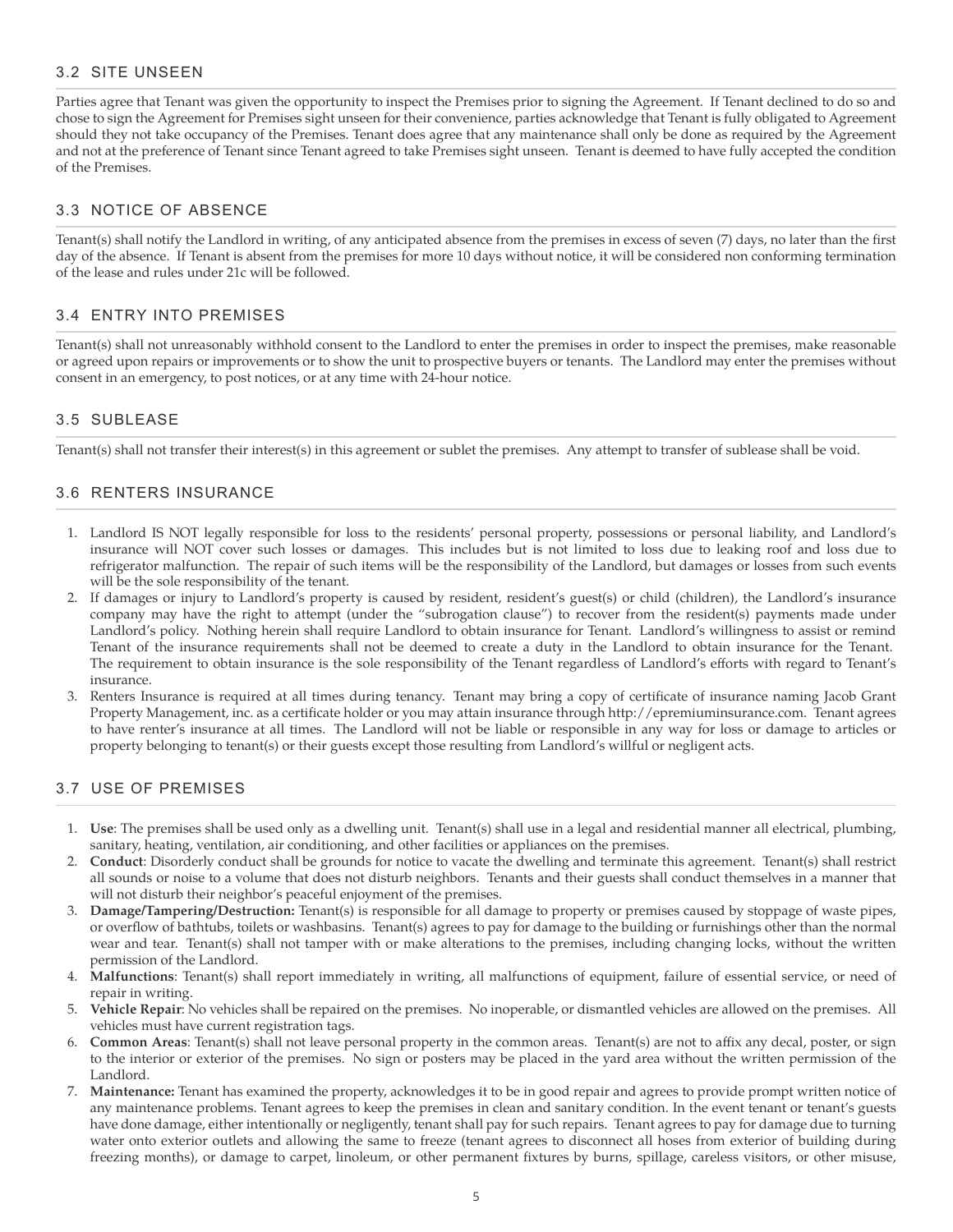## 3.2 SITE UNSEEN

Parties agree that Tenant was given the opportunity to inspect the Premises prior to signing the Agreement. If Tenant declined to do so and chose to sign the Agreement for Premises sight unseen for their convenience, parties acknowledge that Tenant is fully obligated to Agreement should they not take occupancy of the Premises. Tenant does agree that any maintenance shall only be done as required by the Agreement and not at the preference of Tenant since Tenant agreed to take Premises sight unseen. Tenant is deemed to have fully accepted the condition of the Premises.

## 3.3 NOTICE OF ABSENCE

Tenant(s) shall notify the Landlord in writing, of any anticipated absence from the premises in excess of seven (7) days, no later than the first day of the absence. If Tenant is absent from the premises for more 10 days without notice, it will be considered non conforming termination of the lease and rules under 21c will be followed.

## 3.4 ENTRY INTO PREMISES

Tenant(s) shall not unreasonably withhold consent to the Landlord to enter the premises in order to inspect the premises, make reasonable or agreed upon repairs or improvements or to show the unit to prospective buyers or tenants. The Landlord may enter the premises without consent in an emergency, to post notices, or at any time with 24-hour notice.

## 3.5 SUBLEASE

Tenant(s) shall not transfer their interest(s) in this agreement or sublet the premises. Any attempt to transfer of sublease shall be void.

## 3.6 RENTERS INSURANCE

1. Landlord IS NOT legally responsible for loss to the residents' personal property, possessions or personal liability, and Landlord's insurance will NOT cover such losses or damages. This includes but is not limited to loss due to leaking roof and loss due to refrigerator malfunction. The repair of such items will be the responsibility of the Landlord, but damages or losses from such events will be the sole responsibility of the tenant.
2. If damages or injury to Landlord's property is caused by resident, resident's guest(s) or child (children), the Landlord's insurance company may have the right to attempt (under the "subrogation clause") to recover from the resident(s) payments made under Landlord's policy. Nothing herein shall require Landlord to obtain insurance for Tenant. Landlord's willingness to assist or remind Tenant of the insurance requirements shall not be deemed to create a duty in the Landlord to obtain insurance for the Tenant. The requirement to obtain insurance is the sole responsibility of the Tenant regardless of Landlord's efforts with regard to Tenant's insurance.
3. Renters Insurance is required at all times during tenancy. Tenant may bring a copy of certificate of insurance naming Jacob Grant Property Management, inc. as a certificate holder or you may attain insurance through http://epremiuminsurance.com. Tenant agrees to have renter's insurance at all times. The Landlord will not be liable or responsible in any way for loss or damage to articles or property belonging to tenant(s) or their guests except those resulting from Landlord's willful or negligent acts.

## 3.7 USE OF PREMISES

1. **Use**: The premises shall be used only as a dwelling unit. Tenant(s) shall use in a legal and residential manner all electrical, plumbing, sanitary, heating, ventilation, air conditioning, and other facilities or appliances on the premises.
2. **Conduct**: Disorderly conduct shall be grounds for notice to vacate the dwelling and terminate this agreement. Tenant(s) shall restrict all sounds or noise to a volume that does not disturb neighbors. Tenants and their guests shall conduct themselves in a manner that will not disturb their neighbor's peaceful enjoyment of the premises.
3. **Damage/Tampering/Destruction:** Tenant(s) is responsible for all damage to property or premises caused by stoppage of waste pipes, or overflow of bathtubs, toilets or washbasins. Tenant(s) agrees to pay for damage to the building or furnishings other than the normal wear and tear. Tenant(s) shall not tamper with or make alterations to the premises, including changing locks, without the written permission of the Landlord.
4. **Malfunctions**: Tenant(s) shall report immediately in writing, all malfunctions of equipment, failure of essential service, or need of repair in writing.
5. **Vehicle Repair**: No vehicles shall be repaired on the premises. No inoperable, or dismantled vehicles are allowed on the premises. All vehicles must have current registration tags.
6. **Common Areas**: Tenant(s) shall not leave personal property in the common areas. Tenant(s) are not to affix any decal, poster, or sign to the interior or exterior of the premises. No sign or posters may be placed in the yard area without the written permission of the Landlord.
7. **Maintenance:** Tenant has examined the property, acknowledges it to be in good repair and agrees to provide prompt written notice of any maintenance problems. Tenant agrees to keep the premises in clean and sanitary condition. In the event tenant or tenant's guests have done damage, either intentionally or negligently, tenant shall pay for such repairs. Tenant agrees to pay for damage due to turning water onto exterior outlets and allowing the same to freeze (tenant agrees to disconnect all hoses from exterior of building during freezing months), or damage to carpet, linoleum, or other permanent fixtures by burns, spillage, careless visitors, or other misuse,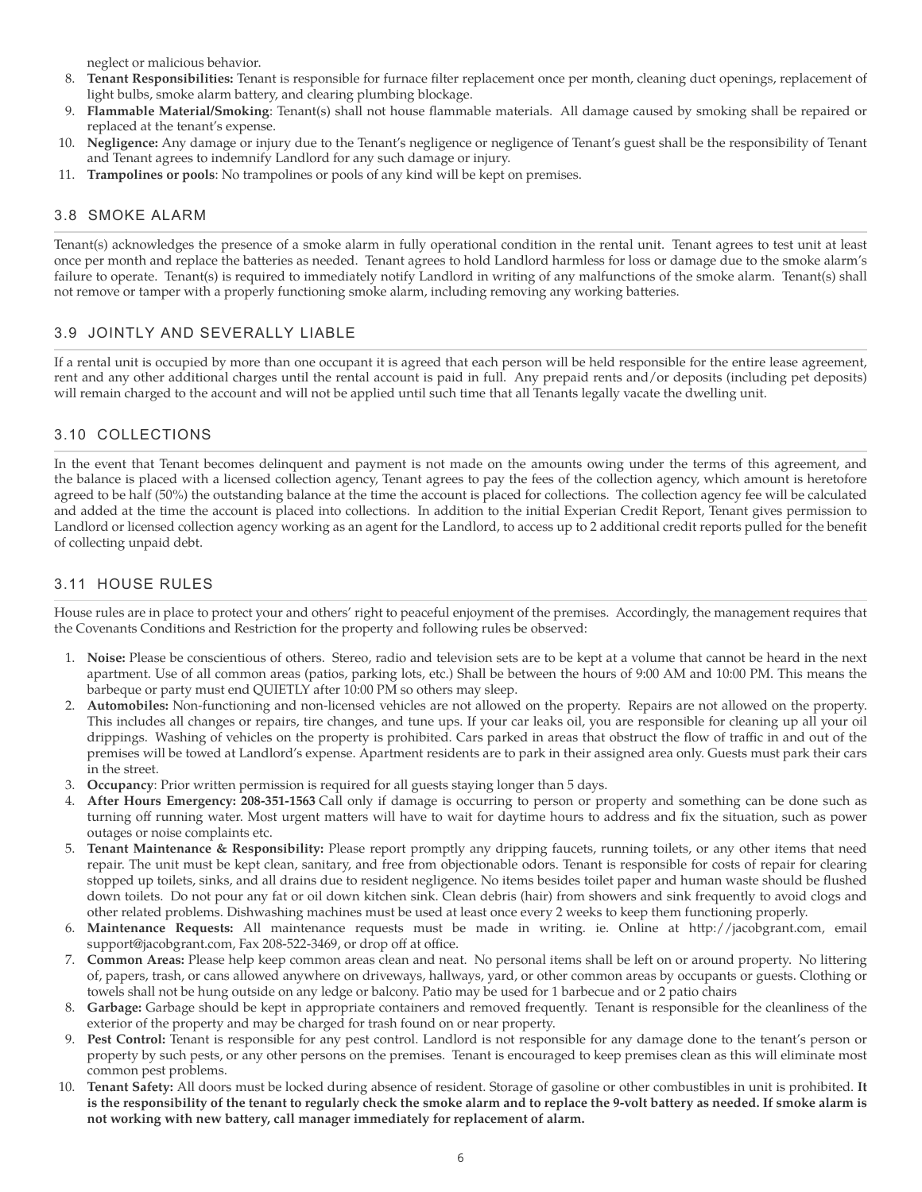neglect or malicious behavior.

8. **Tenant Responsibilities:** Tenant is responsible for furnace filter replacement once per month, cleaning duct openings, replacement of light bulbs, smoke alarm battery, and clearing plumbing blockage.
9. **Flammable Material/Smoking**: Tenant(s) shall not house flammable materials. All damage caused by smoking shall be repaired or replaced at the tenant's expense.
10. **Negligence:** Any damage or injury due to the Tenant's negligence or negligence of Tenant's guest shall be the responsibility of Tenant and Tenant agrees to indemnify Landlord for any such damage or injury.
11. **Trampolines or pools**: No trampolines or pools of any kind will be kept on premises.

## 3.8 SMOKE ALARM

Tenant(s) acknowledges the presence of a smoke alarm in fully operational condition in the rental unit. Tenant agrees to test unit at least once per month and replace the batteries as needed. Tenant agrees to hold Landlord harmless for loss or damage due to the smoke alarm's failure to operate. Tenant(s) is required to immediately notify Landlord in writing of any malfunctions of the smoke alarm. Tenant(s) shall not remove or tamper with a properly functioning smoke alarm, including removing any working batteries.

## 3.9 JOINTLY AND SEVERALLY LIABLE

If a rental unit is occupied by more than one occupant it is agreed that each person will be held responsible for the entire lease agreement, rent and any other additional charges until the rental account is paid in full. Any prepaid rents and/or deposits (including pet deposits) will remain charged to the account and will not be applied until such time that all Tenants legally vacate the dwelling unit.

## 3.10 COLLECTIONS

In the event that Tenant becomes delinquent and payment is not made on the amounts owing under the terms of this agreement, and the balance is placed with a licensed collection agency, Tenant agrees to pay the fees of the collection agency, which amount is heretofore agreed to be half (50%) the outstanding balance at the time the account is placed for collections. The collection agency fee will be calculated and added at the time the account is placed into collections. In addition to the initial Experian Credit Report, Tenant gives permission to Landlord or licensed collection agency working as an agent for the Landlord, to access up to 2 additional credit reports pulled for the benefit of collecting unpaid debt.

## 3.11 HOUSE RULES

House rules are in place to protect your and others' right to peaceful enjoyment of the premises. Accordingly, the management requires that the Covenants Conditions and Restriction for the property and following rules be observed:

1. **Noise:** Please be conscientious of others. Stereo, radio and television sets are to be kept at a volume that cannot be heard in the next apartment. Use of all common areas (patios, parking lots, etc.) Shall be between the hours of 9:00 AM and 10:00 PM. This means the barbeque or party must end QUIETLY after 10:00 PM so others may sleep.
2. **Automobiles:** Non-functioning and non-licensed vehicles are not allowed on the property. Repairs are not allowed on the property. This includes all changes or repairs, tire changes, and tune ups. If your car leaks oil, you are responsible for cleaning up all your oil drippings. Washing of vehicles on the property is prohibited. Cars parked in areas that obstruct the flow of traffic in and out of the premises will be towed at Landlord's expense. Apartment residents are to park in their assigned area only. Guests must park their cars in the street.
3. **Occupancy**: Prior written permission is required for all guests staying longer than 5 days.
4. **After Hours Emergency: 208-351-1563** Call only if damage is occurring to person or property and something can be done such as turning off running water. Most urgent matters will have to wait for daytime hours to address and fix the situation, such as power outages or noise complaints etc.
5. **Tenant Maintenance & Responsibility:** Please report promptly any dripping faucets, running toilets, or any other items that need repair. The unit must be kept clean, sanitary, and free from objectionable odors. Tenant is responsible for costs of repair for clearing stopped up toilets, sinks, and all drains due to resident negligence. No items besides toilet paper and human waste should be flushed down toilets. Do not pour any fat or oil down kitchen sink. Clean debris (hair) from showers and sink frequently to avoid clogs and other related problems. Dishwashing machines must be used at least once every 2 weeks to keep them functioning properly.
6. **Maintenance Requests:** All maintenance requests must be made in writing. ie. Online at http://jacobgrant.com, email support@jacobgrant.com, Fax 208-522-3469, or drop off at office.
7. **Common Areas:** Please help keep common areas clean and neat. No personal items shall be left on or around property. No littering of, papers, trash, or cans allowed anywhere on driveways, hallways, yard, or other common areas by occupants or guests. Clothing or towels shall not be hung outside on any ledge or balcony. Patio may be used for 1 barbecue and or 2 patio chairs
8. **Garbage:** Garbage should be kept in appropriate containers and removed frequently. Tenant is responsible for the cleanliness of the exterior of the property and may be charged for trash found on or near property.
9. **Pest Control:** Tenant is responsible for any pest control. Landlord is not responsible for any damage done to the tenant's person or property by such pests, or any other persons on the premises. Tenant is encouraged to keep premises clean as this will eliminate most common pest problems.
10. **Tenant Safety:** All doors must be locked during absence of resident. Storage of gasoline or other combustibles in unit is prohibited. **It is the responsibility of the tenant to regularly check the smoke alarm and to replace the 9-volt battery as needed. If smoke alarm is not working with new battery, call manager immediately for replacement of alarm.**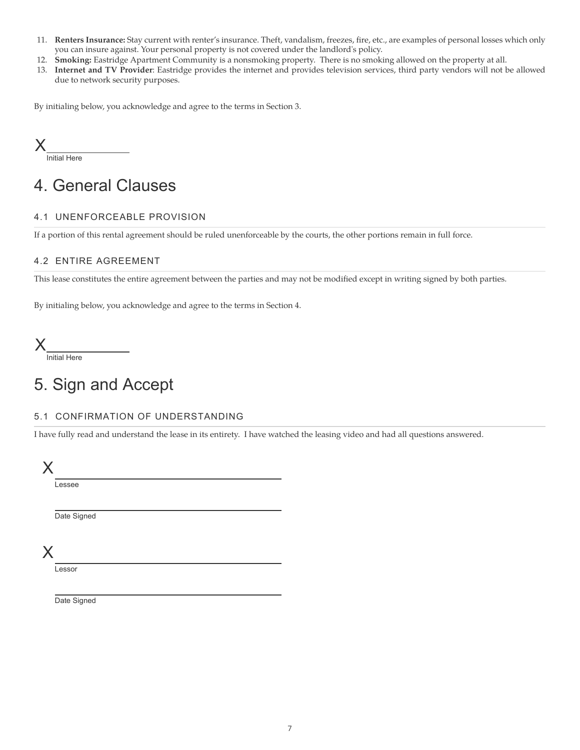11. **Renters Insurance:** Stay current with renter's insurance. Theft, vandalism, freezes, fire, etc., are examples of personal losses which only you can insure against. Your personal property is not covered under the landlord's policy.
12. **Smoking:** Eastridge Apartment Community is a nonsmoking property. There is no smoking allowed on the property at all.
13. **Internet and TV Provider**: Eastridge provides the internet and provides television services, third party vendors will not be allowed due to network security purposes.

By initialing below, you acknowledge and agree to the terms in Section 3.

X____________
Initial Here

# 4. General Clauses

### 4.1 UNENFORCEABLE PROVISION

If a portion of this rental agreement should be ruled unenforceable by the courts, the other portions remain in full force.

### 4.2 ENTIRE AGREEMENT

This lease constitutes the entire agreement between the parties and may not be modified except in writing signed by both parties.

By initialing below, you acknowledge and agree to the terms in Section 4.

X____________
Initial Here

# 5. Sign and Accept

### 5.1 CONFIRMATION OF UNDERSTANDING

I have fully read and understand the lease in its entirety. I have watched the leasing video and had all questions answered.

X________________________________
Lessee

________________________________
Date Signed

X________________________________
Lessor

________________________________
Date Signed